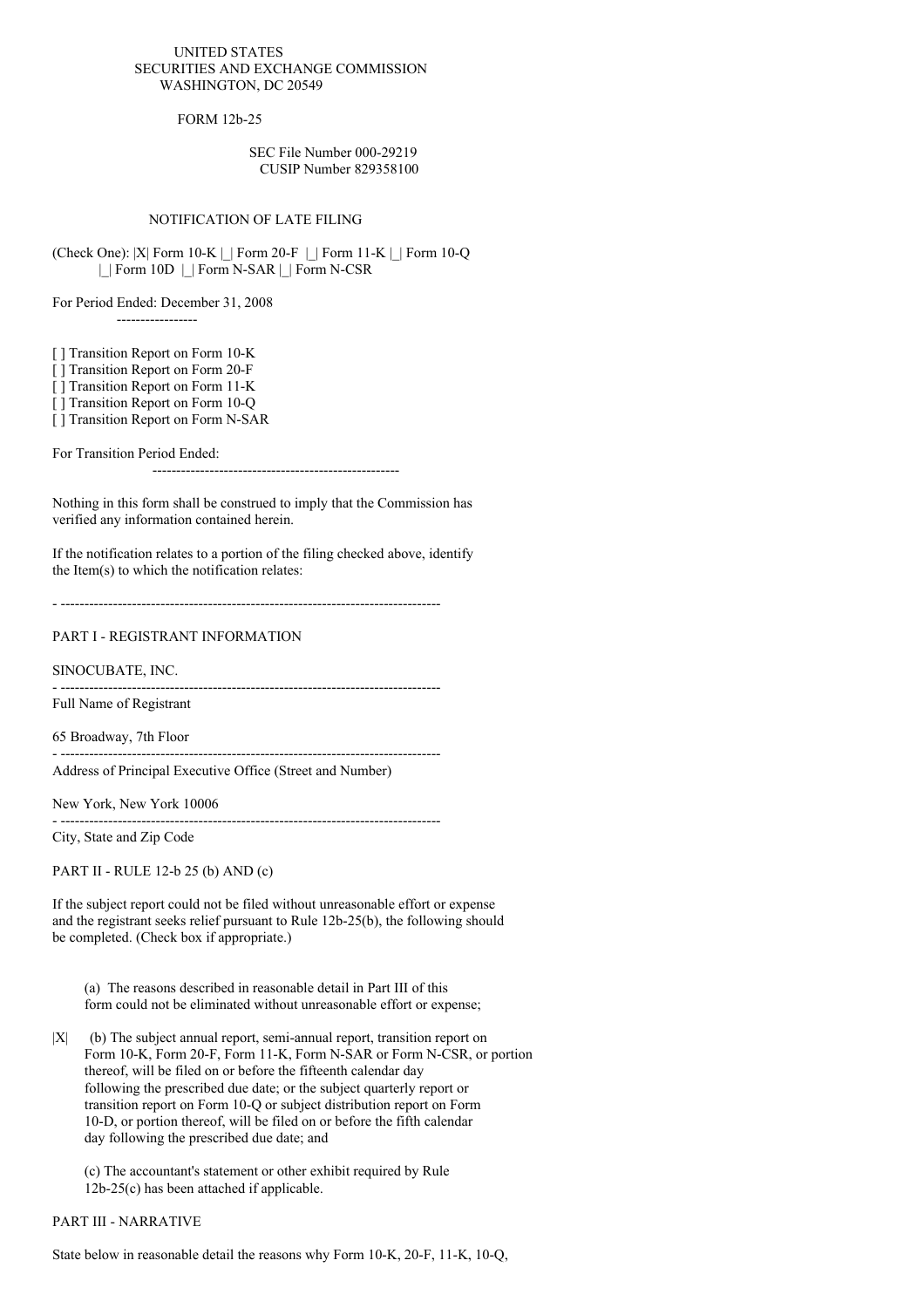UNITED STATES
SECURITIES AND EXCHANGE COMMISSION
WASHINGTON, DC 20549

FORM 12b-25

SEC File Number 000-29219
CUSIP Number 829358100

NOTIFICATION OF LATE FILING

(Check One): |X| Form 10-K |_| Form 20-F |_| Form 11-K |_| Form 10-Q
|_| Form 10D |_| Form N-SAR |_| Form N-CSR

For Period Ended: December 31, 2008

[ ] Transition Report on Form 10-K
[ ] Transition Report on Form 20-F
[ ] Transition Report on Form 11-K
[ ] Transition Report on Form 10-Q
[ ] Transition Report on Form N-SAR

For Transition Period Ended:

Nothing in this form shall be construed to imply that the Commission has verified any information contained herein.

If the notification relates to a portion of the filing checked above, identify the Item(s) to which the notification relates:

---

PART I - REGISTRANT INFORMATION

SINOCUBATE, INC.

Full Name of Registrant

65 Broadway, 7th Floor

Address of Principal Executive Office (Street and Number)

New York, New York 10006

City, State and Zip Code

PART II - RULE 12-b 25 (b) AND (c)

If the subject report could not be filed without unreasonable effort or expense and the registrant seeks relief pursuant to Rule 12b-25(b), the following should be completed. (Check box if appropriate.)

(a) The reasons described in reasonable detail in Part III of this form could not be eliminated without unreasonable effort or expense;

|X| (b) The subject annual report, semi-annual report, transition report on Form 10-K, Form 20-F, Form 11-K, Form N-SAR or Form N-CSR, or portion thereof, will be filed on or before the fifteenth calendar day following the prescribed due date; or the subject quarterly report or transition report on Form 10-Q or subject distribution report on Form 10-D, or portion thereof, will be filed on or before the fifth calendar day following the prescribed due date; and

(c) The accountant's statement or other exhibit required by Rule 12b-25(c) has been attached if applicable.

PART III - NARRATIVE

State below in reasonable detail the reasons why Form 10-K, 20-F, 11-K, 10-Q,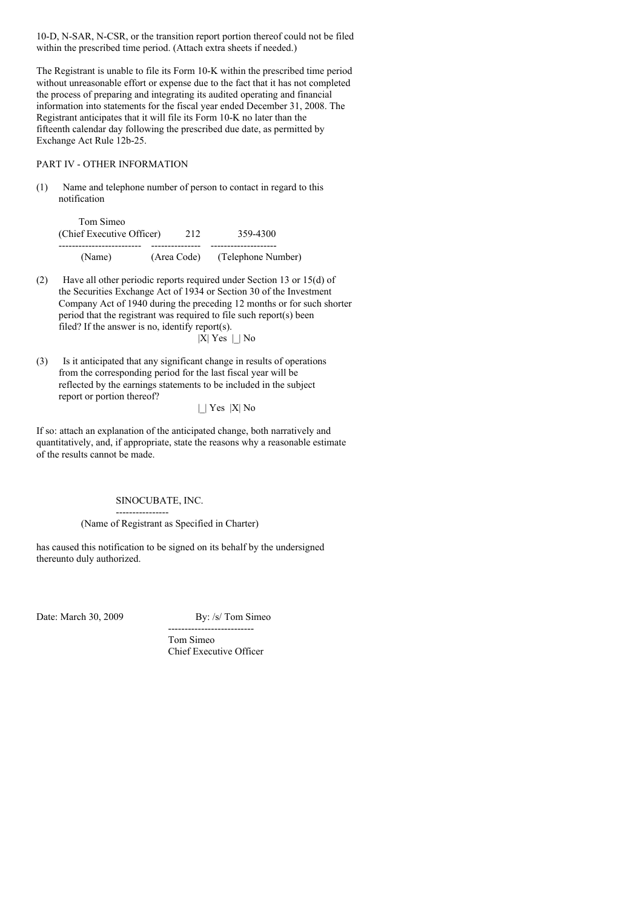10-D, N-SAR, N-CSR, or the transition report portion thereof could not be filed within the prescribed time period. (Attach extra sheets if needed.)

The Registrant is unable to file its Form 10-K within the prescribed time period without unreasonable effort or expense due to the fact that it has not completed the process of preparing and integrating its audited operating and financial information into statements for the fiscal year ended December 31, 2008. The Registrant anticipates that it will file its Form 10-K no later than the fifteenth calendar day following the prescribed due date, as permitted by Exchange Act Rule 12b-25.

PART IV - OTHER INFORMATION

(1) Name and telephone number of person to contact in regard to this notification

| | | |
|---|---|---|
| Tom Simeo (Chief Executive Officer) | 212 | 359-4300 |
| (Name) | (Area Code) | (Telephone Number) |

(2) Have all other periodic reports required under Section 13 or 15(d) of the Securities Exchange Act of 1934 or Section 30 of the Investment Company Act of 1940 during the preceding 12 months or for such shorter period that the registrant was required to file such report(s) been filed? If the answer is no, identify report(s).

|X| Yes |_| No

(3) Is it anticipated that any significant change in results of operations from the corresponding period for the last fiscal year will be reflected by the earnings statements to be included in the subject report or portion thereof?

|_| Yes |X| No

If so: attach an explanation of the anticipated change, both narratively and quantitatively, and, if appropriate, state the reasons why a reasonable estimate of the results cannot be made.

SINOCUBATE, INC.

(Name of Registrant as Specified in Charter)

has caused this notification to be signed on its behalf by the undersigned thereunto duly authorized.

Date: March 30, 2009

By: /s/ Tom Simeo

Tom Simeo
Chief Executive Officer